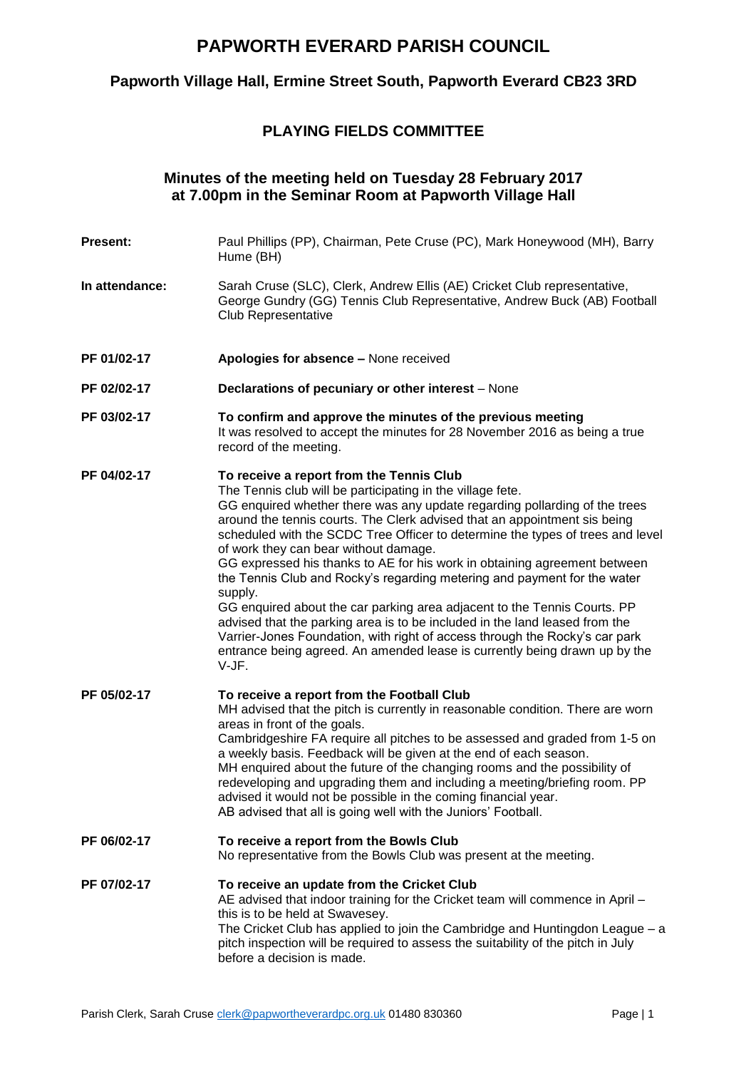# PAPWORTH EVERARD PARISH COUNCIL

## Papworth Village Hall, Ermine Street South, Papworth Everard CB23 3RD

## PLAYING FIELDS COMMITTEE

### Minutes of the meeting held on Tuesday 28 February 2017 at 7.00pm in the Seminar Room at Papworth Village Hall

**Present:** Paul Phillips (PP), Chairman, Pete Cruse (PC), Mark Honeywood (MH), Barry Hume (BH)

**In attendance:** Sarah Cruse (SLC), Clerk, Andrew Ellis (AE) Cricket Club representative, George Gundry (GG) Tennis Club Representative, Andrew Buck (AB) Football Club Representative

**PF 01/02-17** **Apologies for absence –** None received

**PF 02/02-17** **Declarations of pecuniary or other interest** – None

**PF 03/02-17** **To confirm and approve the minutes of the previous meeting**
It was resolved to accept the minutes for 28 November 2016 as being a true record of the meeting.

**PF 04/02-17** **To receive a report from the Tennis Club**
The Tennis club will be participating in the village fete.
GG enquired whether there was any update regarding pollarding of the trees around the tennis courts. The Clerk advised that an appointment sis being scheduled with the SCDC Tree Officer to determine the types of trees and level of work they can bear without damage.
GG expressed his thanks to AE for his work in obtaining agreement between the Tennis Club and Rocky's regarding metering and payment for the water supply.
GG enquired about the car parking area adjacent to the Tennis Courts. PP advised that the parking area is to be included in the land leased from the Varrier-Jones Foundation, with right of access through the Rocky's car park entrance being agreed. An amended lease is currently being drawn up by the V-JF.

**PF 05/02-17** **To receive a report from the Football Club**
MH advised that the pitch is currently in reasonable condition. There are worn areas in front of the goals.
Cambridgeshire FA require all pitches to be assessed and graded from 1-5 on a weekly basis. Feedback will be given at the end of each season.
MH enquired about the future of the changing rooms and the possibility of redeveloping and upgrading them and including a meeting/briefing room. PP advised it would not be possible in the coming financial year.
AB advised that all is going well with the Juniors' Football.

**PF 06/02-17** **To receive a report from the Bowls Club**
No representative from the Bowls Club was present at the meeting.

**PF 07/02-17** **To receive an update from the Cricket Club**
AE advised that indoor training for the Cricket team will commence in April – this is to be held at Swavesey.
The Cricket Club has applied to join the Cambridge and Huntingdon League – a pitch inspection will be required to assess the suitability of the pitch in July before a decision is made.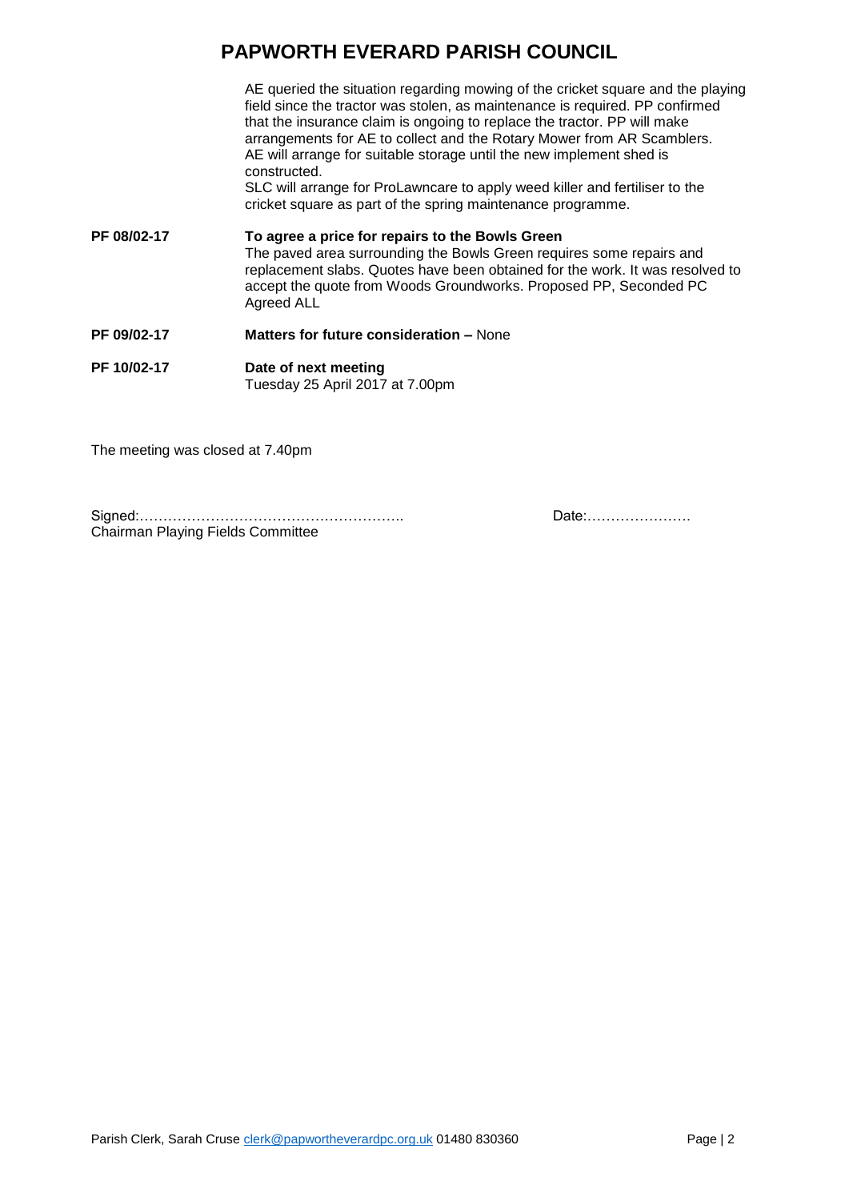# PAPWORTH EVERARD PARISH COUNCIL

AE queried the situation regarding mowing of the cricket square and the playing field since the tractor was stolen, as maintenance is required. PP confirmed that the insurance claim is ongoing to replace the tractor. PP will make arrangements for AE to collect and the Rotary Mower from AR Scamblers. AE will arrange for suitable storage until the new implement shed is constructed.
SLC will arrange for ProLawncare to apply weed killer and fertiliser to the cricket square as part of the spring maintenance programme.

**PF 08/02-17** **To agree a price for repairs to the Bowls Green**
The paved area surrounding the Bowls Green requires some repairs and replacement slabs. Quotes have been obtained for the work. It was resolved to accept the quote from Woods Groundworks. Proposed PP, Seconded PC Agreed ALL

**PF 09/02-17** **Matters for future consideration –** None

**PF 10/02-17** **Date of next meeting**
Tuesday 25 April 2017 at 7.00pm

The meeting was closed at 7.40pm

Signed:……………………………………………….. Date:………………….
Chairman Playing Fields Committee

Parish Clerk, Sarah Cruse clerk@papwortheverardpc.org.uk 01480 830360